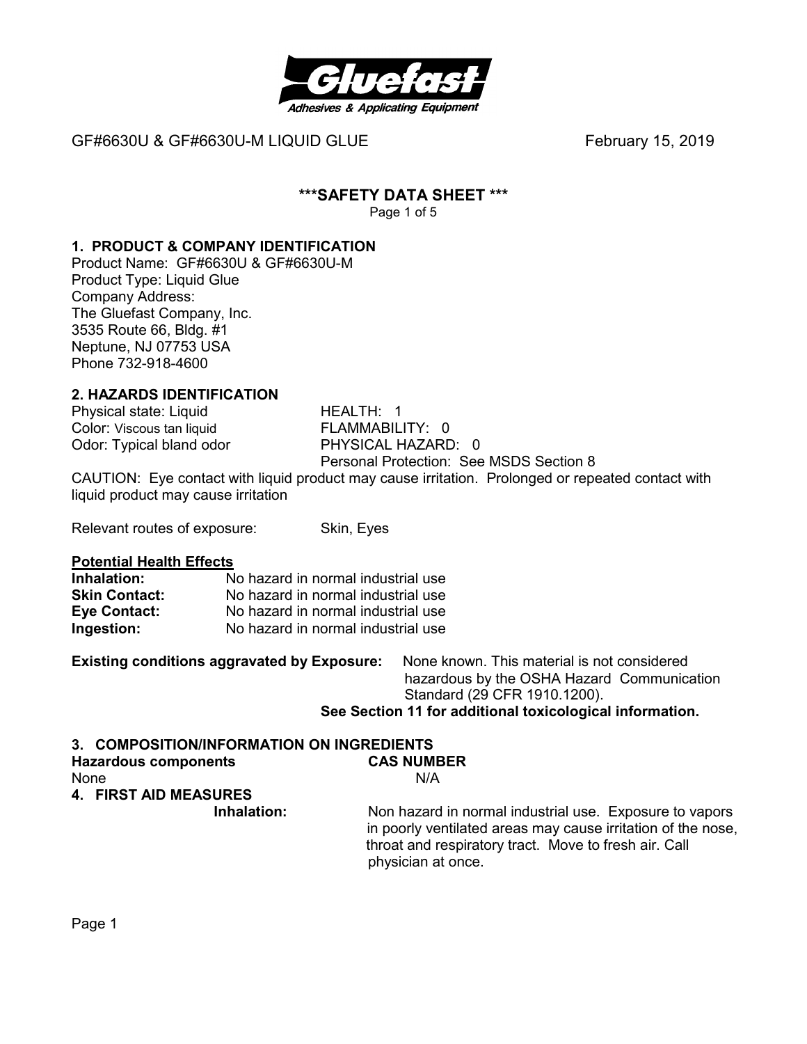GF#6630U & GF#6630U-M LIQUID GLUE February 15, 2019

## ***SAFETY DATA SHEET ***

Page 1 of 5

### 1. PRODUCT & COMPANY IDENTIFICATION

Product Name: GF#6630U & GF#6630U-M
Product Type: Liquid Glue
Company Address:
The Gluefast Company, Inc.
3535 Route 66, Bldg. #1
Neptune, NJ 07753 USA
Phone 732-918-4600

### 2. HAZARDS IDENTIFICATION

Physical state: Liquid
Color: Viscous tan liquid
Odor: Typical bland odor

HEALTH: 1
FLAMMABILITY: 0
PHYSICAL HAZARD: 0
Personal Protection: See MSDS Section 8

CAUTION: Eye contact with liquid product may cause irritation. Prolonged or repeated contact with liquid product may cause irritation

Relevant routes of exposure: Skin, Eyes

**Potential Health Effects**

| | |
|---|---|
| **Inhalation:** | No hazard in normal industrial use |
| **Skin Contact:** | No hazard in normal industrial use |
| **Eye Contact:** | No hazard in normal industrial use |
| **Ingestion:** | No hazard in normal industrial use |

**Existing conditions aggravated by Exposure:** None known. This material is not considered hazardous by the OSHA Hazard Communication Standard (29 CFR 1910.1200).

**See Section 11 for additional toxicological information.**

### 3. COMPOSITION/INFORMATION ON INGREDIENTS

| Hazardous components | CAS NUMBER |
|---|---|
| None | N/A |

### 4. FIRST AID MEASURES

**Inhalation:** Non hazard in normal industrial use. Exposure to vapors in poorly ventilated areas may cause irritation of the nose, throat and respiratory tract. Move to fresh air. Call physician at once.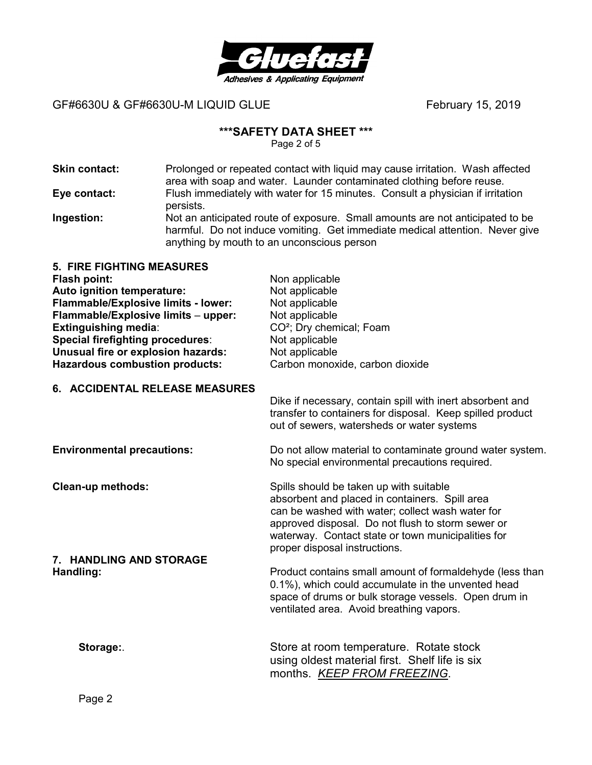**Skin contact:** Prolonged or repeated contact with liquid may cause irritation. Wash affected area with soap and water. Launder contaminated clothing before reuse.

**Eye contact:** Flush immediately with water for 15 minutes. Consult a physician if irritation persists.

**Ingestion:** Not an anticipated route of exposure. Small amounts are not anticipated to be harmful. Do not induce vomiting. Get immediate medical attention. Never give anything by mouth to an unconscious person

## 5. FIRE FIGHTING MEASURES

**Flash point:** Non applicable
**Auto ignition temperature:** Not applicable
**Flammable/Explosive limits - lower:** Not applicable
**Flammable/Explosive limits – upper:** Not applicable
**Extinguishing media**: $CO^2$; Dry chemical; Foam
**Special firefighting procedures**: Not applicable
**Unusual fire or explosion hazards:** Not applicable
**Hazardous combustion products:** Carbon monoxide, carbon dioxide

## 6. ACCIDENTAL RELEASE MEASURES

Dike if necessary, contain spill with inert absorbent and transfer to containers for disposal. Keep spilled product out of sewers, watersheds or water systems

**Environmental precautions:** Do not allow material to contaminate ground water system. No special environmental precautions required.

**Clean-up methods:** Spills should be taken up with suitable absorbent and placed in containers. Spill area can be washed with water; collect wash water for approved disposal. Do not flush to storm sewer or waterway. Contact state or town municipalities for proper disposal instructions.

## 7. HANDLING AND STORAGE

**Handling:** Product contains small amount of formaldehyde (less than 0.1%), which could accumulate in the unvented head space of drums or bulk storage vessels. Open drum in ventilated area. Avoid breathing vapors.

**Storage:**. Store at room temperature. Rotate stock using oldest material first. Shelf life is six months. *KEEP FROM FREEZING*.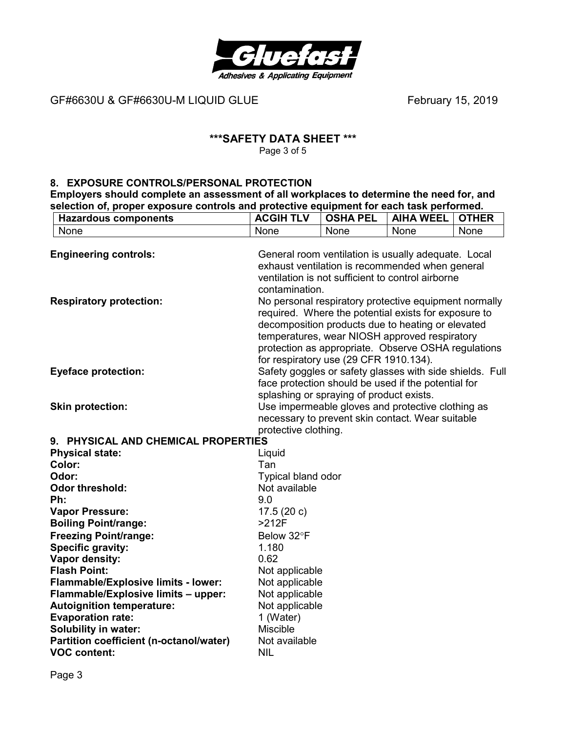GF#6630U & GF#6630U-M LIQUID GLUE February 15, 2019

## ***SAFETY DATA SHEET ***

## 8. EXPOSURE CONTROLS/PERSONAL PROTECTION

**Employers should complete an assessment of all workplaces to determine the need for, and selection of, proper exposure controls and protective equipment for each task performed.**

| Hazardous components | ACGIH TLV | OSHA PEL | AIHA WEEL | OTHER |
|---|---|---|---|---|
| None | None | None | None | None |

**Engineering controls:** General room ventilation is usually adequate. Local exhaust ventilation is recommended when general ventilation is not sufficient to control airborne contamination.

**Respiratory protection:** No personal respiratory protective equipment normally required. Where the potential exists for exposure to decomposition products due to heating or elevated temperatures, wear NIOSH approved respiratory protection as appropriate. Observe OSHA regulations for respiratory use (29 CFR 1910.134).

**Eyeface protection:** Safety goggles or safety glasses with side shields. Full face protection should be used if the potential for splashing or spraying of product exists.

**Skin protection:** Use impermeable gloves and protective clothing as necessary to prevent skin contact. Wear suitable protective clothing.

## 9. PHYSICAL AND CHEMICAL PROPERTIES

**Physical state:** Liquid
**Color:** Tan
**Odor:** Typical bland odor
**Odor threshold:** Not available
**Ph:** 9.0
**Vapor Pressure:** 17.5 (20 c)
**Boiling Point/range:** >212F
**Freezing Point/range:** Below 32°F
**Specific gravity:** 1.180
**Vapor density:** 0.62
**Flash Point:** Not applicable
**Flammable/Explosive limits - lower:** Not applicable
**Flammable/Explosive limits – upper:** Not applicable
**Autoignition temperature:** Not applicable
**Evaporation rate:** 1 (Water)
**Solubility in water:** Miscible
**Partition coefficient (n-octanol/water)** Not available
**VOC content:** NIL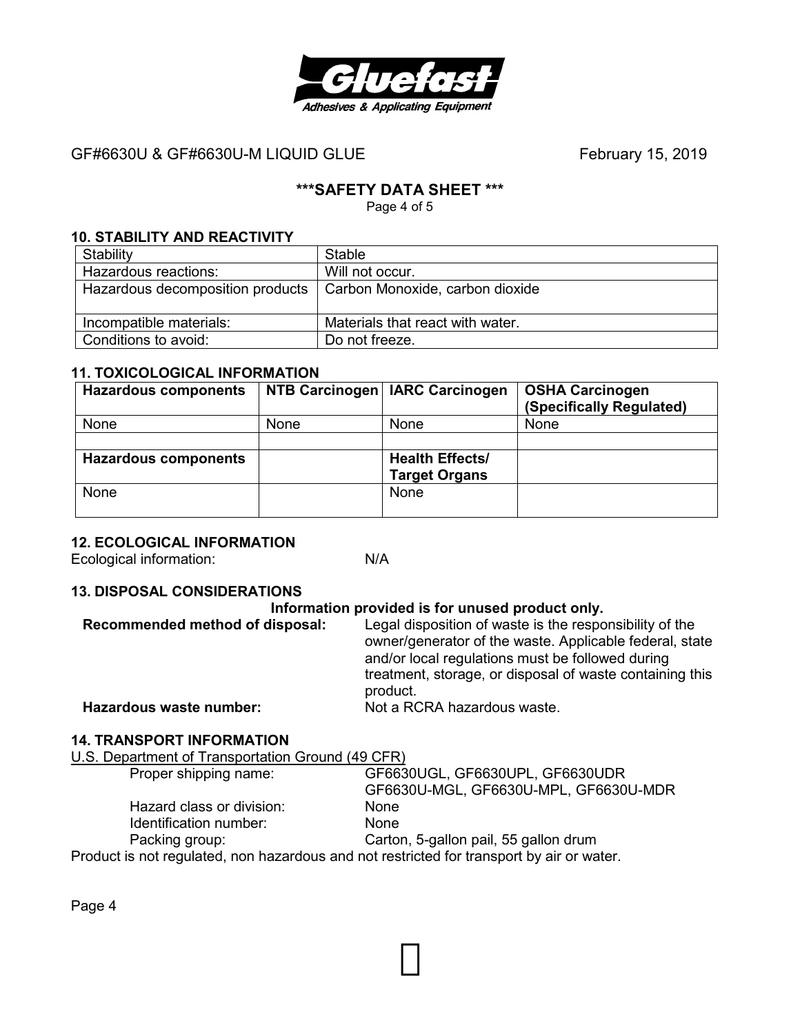## 10. STABILITY AND REACTIVITY

| Stability | Stable |
|---|---|
| Hazardous reactions: | Will not occur. |
| Hazardous decomposition products | Carbon Monoxide, carbon dioxide |
| Incompatible materials: | Materials that react with water. |
| Conditions to avoid: | Do not freeze. |

## 11. TOXICOLOGICAL INFORMATION

| Hazardous components | NTB Carcinogen | IARC Carcinogen | OSHA Carcinogen (Specifically Regulated) |
|---|---|---|---|
| None | None | None | None |
| | | | |
| **Hazardous components** | | **Health Effects/ Target Organs** | |
| None | | None | |

## 12. ECOLOGICAL INFORMATION

Ecological information: N/A

## 13. DISPOSAL CONSIDERATIONS

**Information provided is for unused product only.**

**Recommended method of disposal:** Legal disposition of waste is the responsibility of the owner/generator of the waste. Applicable federal, state and/or local regulations must be followed during treatment, storage, or disposal of waste containing this product.

**Hazardous waste number:** Not a RCRA hazardous waste.

## 14. TRANSPORT INFORMATION

U.S. Department of Transportation Ground (49 CFR)

- Proper shipping name: GF6630UGL, GF6630UPL, GF6630UDR GF6630U-MGL, GF6630U-MPL, GF6630U-MDR
- Hazard class or division: None
- Identification number: None
- Packing group: Carton, 5-gallon pail, 55 gallon drum

Product is not regulated, non hazardous and not restricted for transport by air or water.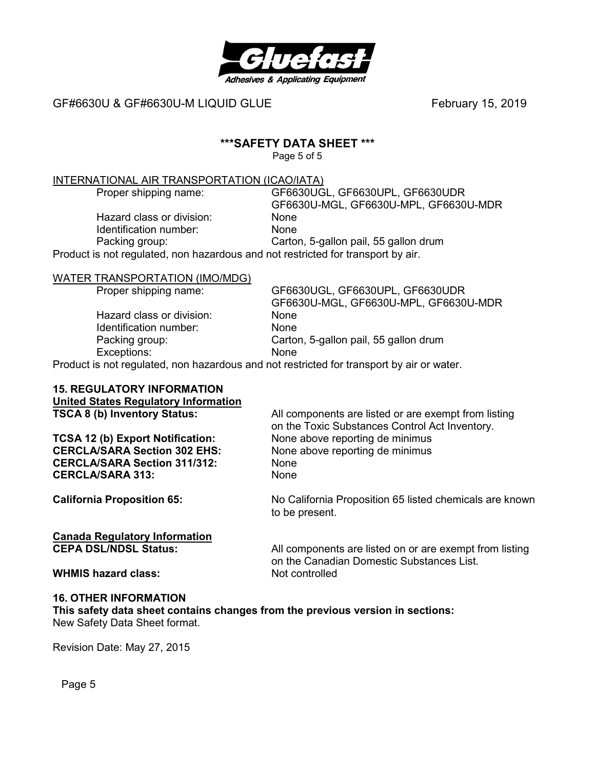INTERNATIONAL AIR TRANSPORTATION (ICAO/IATA)

| | |
|---|---|
| Proper shipping name: | GF6630UGL, GF6630UPL, GF6630UDR GF6630U-MGL, GF6630U-MPL, GF6630U-MDR |
| Hazard class or division: | None |
| Identification number: | None |
| Packing group: | Carton, 5-gallon pail, 55 gallon drum |

Product is not regulated, non hazardous and not restricted for transport by air.

WATER TRANSPORTATION (IMO/MDG)

| | |
|---|---|
| Proper shipping name: | GF6630UGL, GF6630UPL, GF6630UDR GF6630U-MGL, GF6630U-MPL, GF6630U-MDR |
| Hazard class or division: | None |
| Identification number: | None |
| Packing group: | Carton, 5-gallon pail, 55 gallon drum |
| Exceptions: | None |

Product is not regulated, non hazardous and not restricted for transport by air or water.

## 15. REGULATORY INFORMATION

**United States Regulatory Information**

| | |
|---|---|
| **TSCA 8 (b) Inventory Status:** | All components are listed or are exempt from listing on the Toxic Substances Control Act Inventory. |
| **TCSA 12 (b) Export Notification:** | None above reporting de minimus |
| **CERCLA/SARA Section 302 EHS:** | None above reporting de minimus |
| **CERCLA/SARA Section 311/312:** | None |
| **CERCLA/SARA 313:** | None |
| **California Proposition 65:** | No California Proposition 65 listed chemicals are known to be present. |

**Canada Regulatory Information**

| | |
|---|---|
| **CEPA DSL/NDSL Status:** | All components are listed on or are exempt from listing on the Canadian Domestic Substances List. |
| **WHMIS hazard class:** | Not controlled |

## 16. OTHER INFORMATION

**This safety data sheet contains changes from the previous version in sections:**
New Safety Data Sheet format.

Revision Date: May 27, 2015